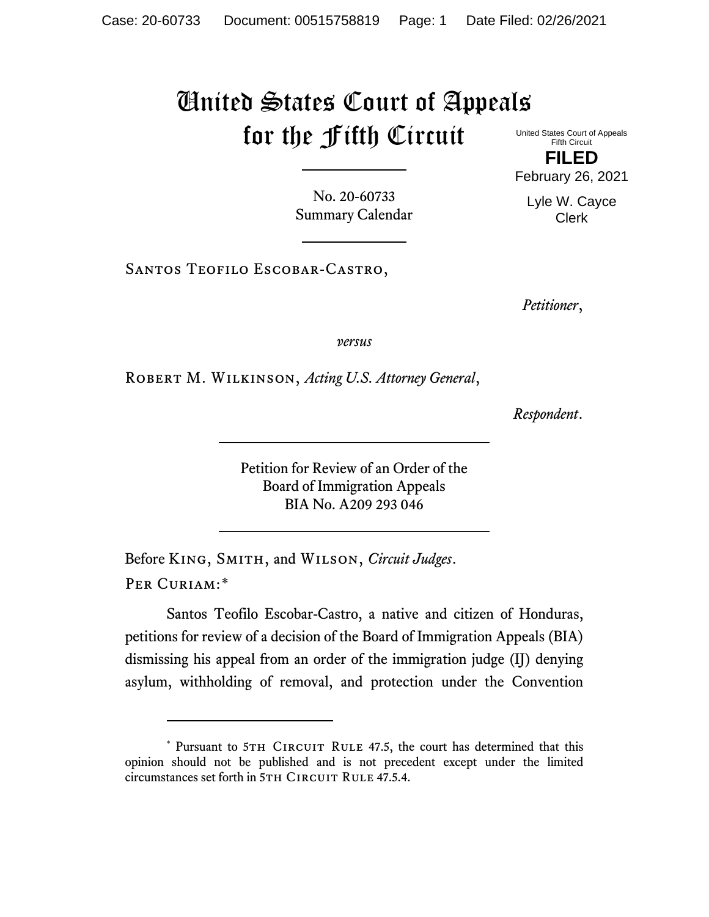# United States Court of Appeals for the Fifth Circuit

United States Court of Appeals
Fifth Circuit

**FILED**

February 26, 2021

Lyle W. Cayce
Clerk

No. 20-60733
Summary Calendar

Santos Teofilo Escobar-Castro,

*Petitioner*,

*versus*

Robert M. Wilkinson, *Acting U.S. Attorney General*,

*Respondent*.

Petition for Review of an Order of the
Board of Immigration Appeals
BIA No. A209 293 046

Before King, Smith, and Wilson, *Circuit Judges*.

Per Curiam:*

Santos Teofilo Escobar-Castro, a native and citizen of Honduras, petitions for review of a decision of the Board of Immigration Appeals (BIA) dismissing his appeal from an order of the immigration judge (IJ) denying asylum, withholding of removal, and protection under the Convention

---

\* Pursuant to 5th Circuit Rule 47.5, the court has determined that this opinion should not be published and is not precedent except under the limited circumstances set forth in 5th Circuit Rule 47.5.4.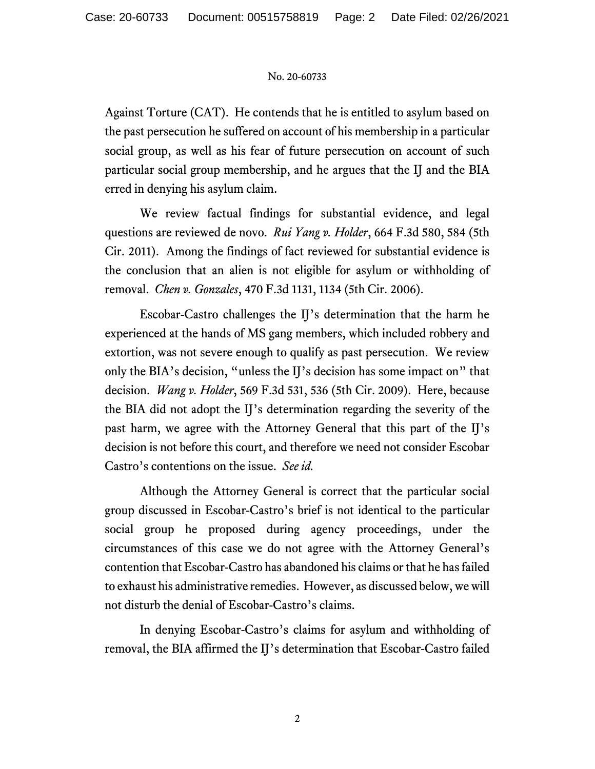Against Torture (CAT). He contends that he is entitled to asylum based on the past persecution he suffered on account of his membership in a particular social group, as well as his fear of future persecution on account of such particular social group membership, and he argues that the IJ and the BIA erred in denying his asylum claim.

We review factual findings for substantial evidence, and legal questions are reviewed de novo. *Rui Yang v. Holder*, 664 F.3d 580, 584 (5th Cir. 2011). Among the findings of fact reviewed for substantial evidence is the conclusion that an alien is not eligible for asylum or withholding of removal. *Chen v. Gonzales*, 470 F.3d 1131, 1134 (5th Cir. 2006).

Escobar-Castro challenges the IJ's determination that the harm he experienced at the hands of MS gang members, which included robbery and extortion, was not severe enough to qualify as past persecution. We review only the BIA's decision, "unless the IJ's decision has some impact on" that decision. *Wang v. Holder*, 569 F.3d 531, 536 (5th Cir. 2009). Here, because the BIA did not adopt the IJ's determination regarding the severity of the past harm, we agree with the Attorney General that this part of the IJ's decision is not before this court, and therefore we need not consider Escobar Castro's contentions on the issue. *See id.*

Although the Attorney General is correct that the particular social group discussed in Escobar-Castro's brief is not identical to the particular social group he proposed during agency proceedings, under the circumstances of this case we do not agree with the Attorney General's contention that Escobar-Castro has abandoned his claims or that he has failed to exhaust his administrative remedies. However, as discussed below, we will not disturb the denial of Escobar-Castro's claims.

In denying Escobar-Castro's claims for asylum and withholding of removal, the BIA affirmed the IJ's determination that Escobar-Castro failed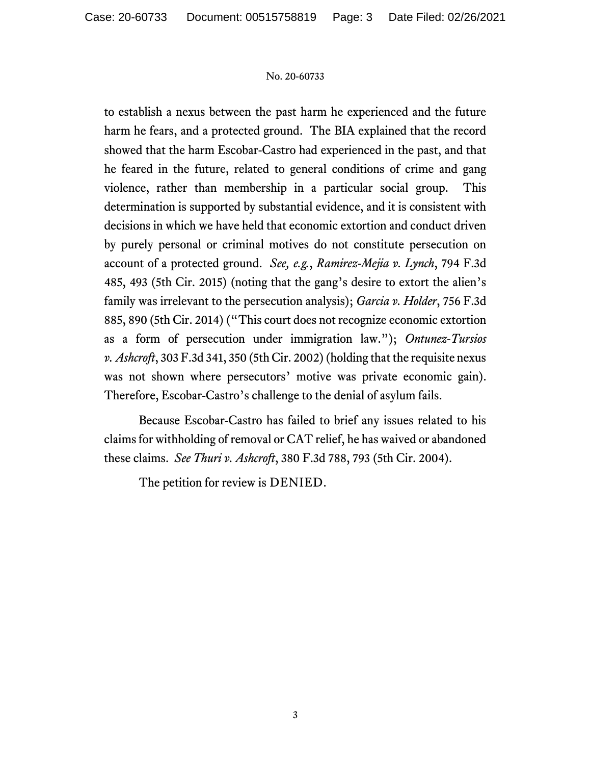to establish a nexus between the past harm he experienced and the future harm he fears, and a protected ground. The BIA explained that the record showed that the harm Escobar-Castro had experienced in the past, and that he feared in the future, related to general conditions of crime and gang violence, rather than membership in a particular social group. This determination is supported by substantial evidence, and it is consistent with decisions in which we have held that economic extortion and conduct driven by purely personal or criminal motives do not constitute persecution on account of a protected ground. *See, e.g.*, *Ramirez-Mejia v. Lynch*, 794 F.3d 485, 493 (5th Cir. 2015) (noting that the gang's desire to extort the alien's family was irrelevant to the persecution analysis); *Garcia v. Holder*, 756 F.3d 885, 890 (5th Cir. 2014) ("This court does not recognize economic extortion as a form of persecution under immigration law."); *Ontunez-Tursios v. Ashcroft*, 303 F.3d 341, 350 (5th Cir. 2002) (holding that the requisite nexus was not shown where persecutors' motive was private economic gain). Therefore, Escobar-Castro's challenge to the denial of asylum fails.

Because Escobar-Castro has failed to brief any issues related to his claims for withholding of removal or CAT relief, he has waived or abandoned these claims. *See Thuri v. Ashcroft*, 380 F.3d 788, 793 (5th Cir. 2004).

The petition for review is DENIED.